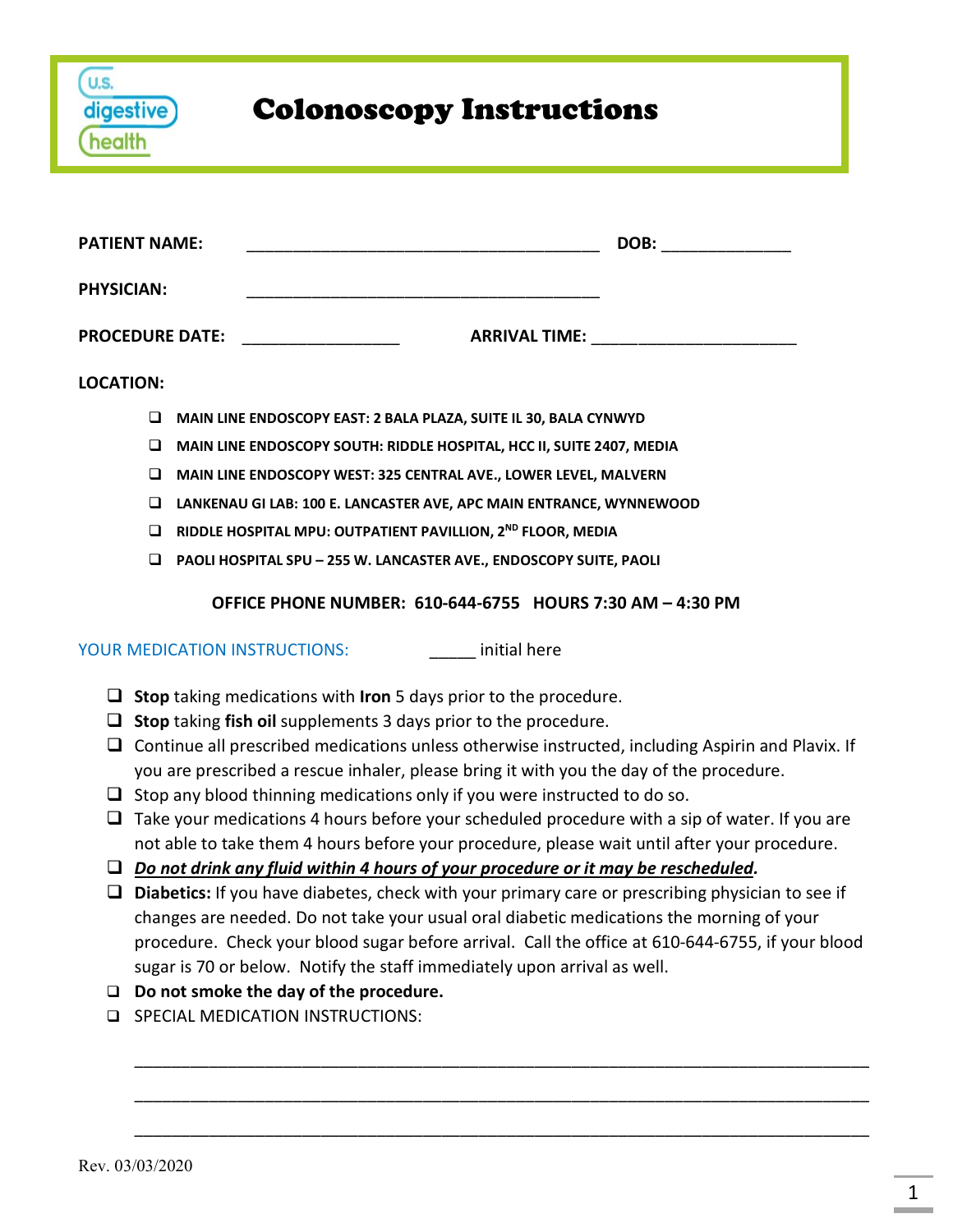# Colonoscopy Instructions

**PATIENT NAME:** ______________________________________ **DOB:** _____________

**PHYSICIAN:** ______________________________________

**PROCEDURE DATE:** ________________ **ARRIVAL TIME:** ______________________

**LOCATION:**

- ❑ **MAIN LINE ENDOSCOPY EAST: 2 BALA PLAZA, SUITE IL 30, BALA CYNWYD**
- ❑ **MAIN LINE ENDOSCOPY SOUTH: RIDDLE HOSPITAL, HCC II, SUITE 2407, MEDIA**
- ❑ **MAIN LINE ENDOSCOPY WEST: 325 CENTRAL AVE., LOWER LEVEL, MALVERN**
- ❑ **LANKENAU GI LAB: 100 E. LANCASTER AVE, APC MAIN ENTRANCE, WYNNEWOOD**
- ❑ **RIDDLE HOSPITAL MPU: OUTPATIENT PAVILLION, 2ND FLOOR, MEDIA**
- ❑ **PAOLI HOSPITAL SPU – 255 W. LANCASTER AVE., ENDOSCOPY SUITE, PAOLI**

**OFFICE PHONE NUMBER: 610-644-6755 HOURS 7:30 AM – 4:30 PM**

YOUR MEDICATION INSTRUCTIONS: _____ initial here

- ❑ **Stop** taking medications with **Iron** 5 days prior to the procedure.
- ❑ **Stop** taking **fish oil** supplements 3 days prior to the procedure.
- ❑ Continue all prescribed medications unless otherwise instructed, including Aspirin and Plavix. If you are prescribed a rescue inhaler, please bring it with you the day of the procedure.
- ❑ Stop any blood thinning medications only if you were instructed to do so.
- ❑ Take your medications 4 hours before your scheduled procedure with a sip of water. If you are not able to take them 4 hours before your procedure, please wait until after your procedure.
- ❑ ***Do not drink any fluid within 4 hours of your procedure or it may be rescheduled.***
- ❑ **Diabetics:** If you have diabetes, check with your primary care or prescribing physician to see if changes are needed. Do not take your usual oral diabetic medications the morning of your procedure. Check your blood sugar before arrival. Call the office at 610-644-6755, if your blood sugar is 70 or below. Notify the staff immediately upon arrival as well.
- ❑ **Do not smoke the day of the procedure.**
- ❑ SPECIAL MEDICATION INSTRUCTIONS:

______________________________________________________________________________

______________________________________________________________________________

______________________________________________________________________________

Rev. 03/03/2020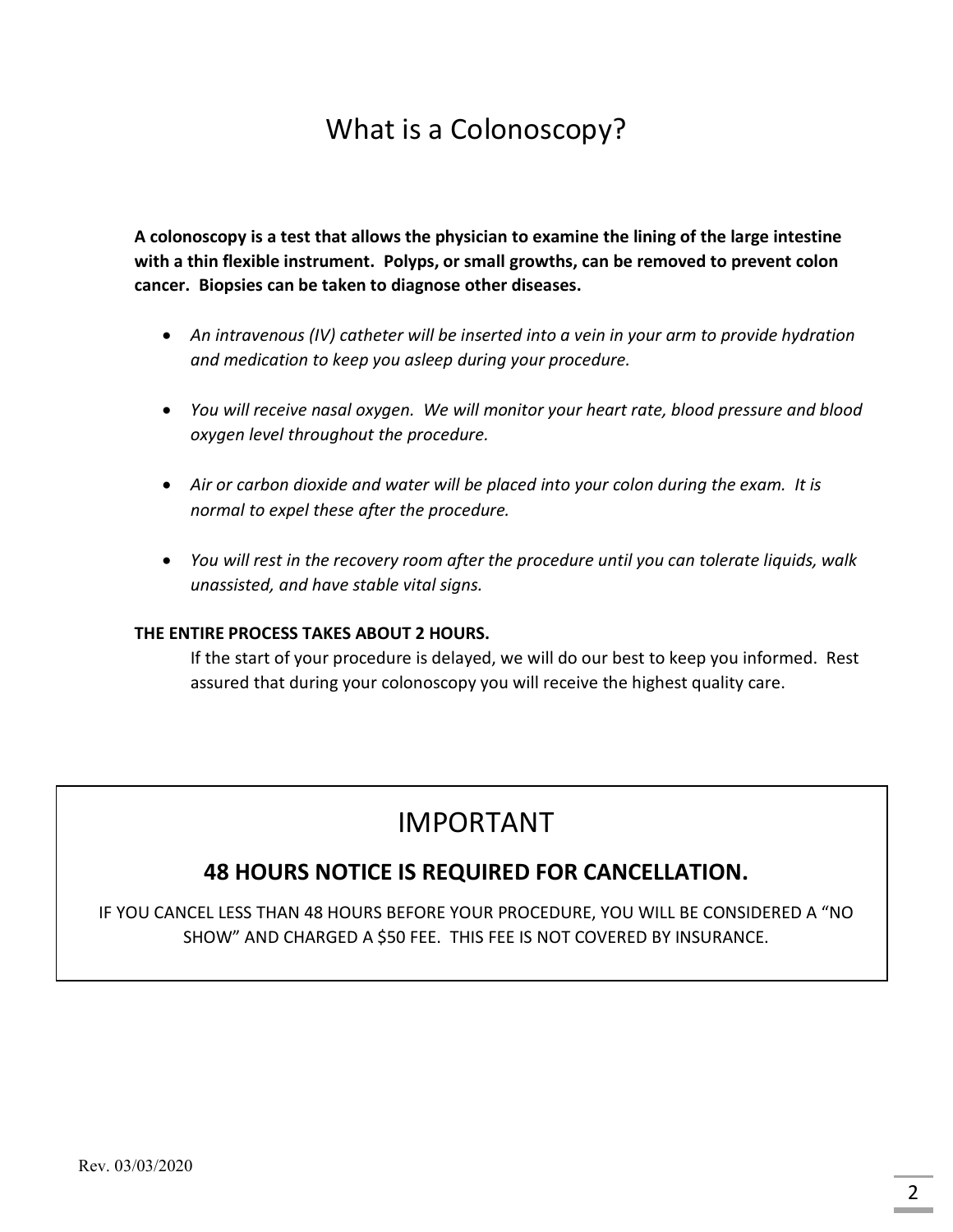# What is a Colonoscopy?

**A colonoscopy is a test that allows the physician to examine the lining of the large intestine with a thin flexible instrument. Polyps, or small growths, can be removed to prevent colon cancer. Biopsies can be taken to diagnose other diseases.**

- *An intravenous (IV) catheter will be inserted into a vein in your arm to provide hydration and medication to keep you asleep during your procedure.*
- *You will receive nasal oxygen. We will monitor your heart rate, blood pressure and blood oxygen level throughout the procedure.*
- *Air or carbon dioxide and water will be placed into your colon during the exam. It is normal to expel these after the procedure.*
- *You will rest in the recovery room after the procedure until you can tolerate liquids, walk unassisted, and have stable vital signs.*

**THE ENTIRE PROCESS TAKES ABOUT 2 HOURS.**

If the start of your procedure is delayed, we will do our best to keep you informed. Rest assured that during your colonoscopy you will receive the highest quality care.

## IMPORTANT

### 48 HOURS NOTICE IS REQUIRED FOR CANCELLATION.

IF YOU CANCEL LESS THAN 48 HOURS BEFORE YOUR PROCEDURE, YOU WILL BE CONSIDERED A "NO SHOW" AND CHARGED A $50 FEE. THIS FEE IS NOT COVERED BY INSURANCE.

Rev. 03/03/2020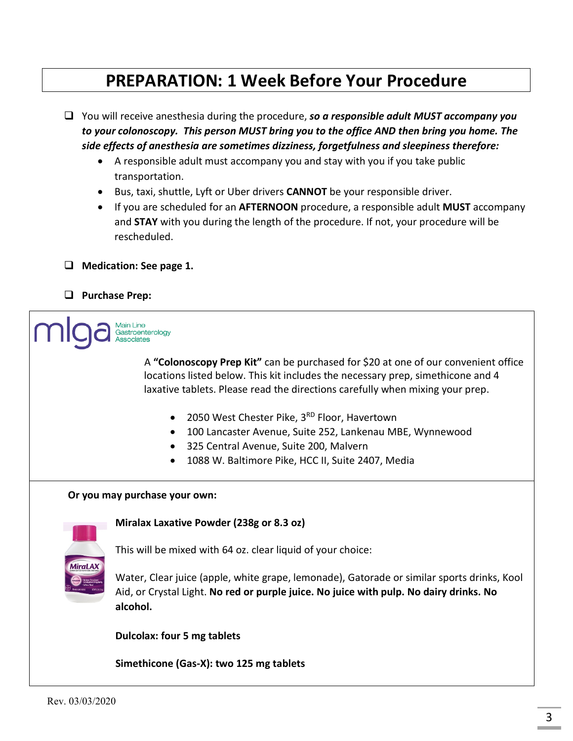# PREPARATION: 1 Week Before Your Procedure

- ☐ You will receive anesthesia during the procedure, ***so a responsible adult MUST accompany you to your colonoscopy. This person MUST bring you to the office AND then bring you home. The side effects of anesthesia are sometimes dizziness, forgetfulness and sleepiness therefore:***
  - A responsible adult must accompany you and stay with you if you take public transportation.
  - Bus, taxi, shuttle, Lyft or Uber drivers **CANNOT** be your responsible driver.
  - If you are scheduled for an **AFTERNOON** procedure, a responsible adult **MUST** accompany and **STAY** with you during the length of the procedure. If not, your procedure will be rescheduled.

- ☐ **Medication: See page 1.**

- ☐ **Purchase Prep:**

mlga Main Line Gastroenterology Associates

A **"Colonoscopy Prep Kit"** can be purchased for $20 at one of our convenient office locations listed below. This kit includes the necessary prep, simethicone and 4 laxative tablets. Please read the directions carefully when mixing your prep.

- 2050 West Chester Pike, 3RD Floor, Havertown
- 100 Lancaster Avenue, Suite 252, Lankenau MBE, Wynnewood
- 325 Central Avenue, Suite 200, Malvern
- 1088 W. Baltimore Pike, HCC II, Suite 2407, Media

**Or you may purchase your own:**

**Miralax Laxative Powder (238g or 8.3 oz)**

This will be mixed with 64 oz. clear liquid of your choice:

Water, Clear juice (apple, white grape, lemonade), Gatorade or similar sports drinks, Kool Aid, or Crystal Light. **No red or purple juice. No juice with pulp. No dairy drinks. No alcohol.**

**Dulcolax: four 5 mg tablets**

**Simethicone (Gas-X): two 125 mg tablets**

Rev. 03/03/2020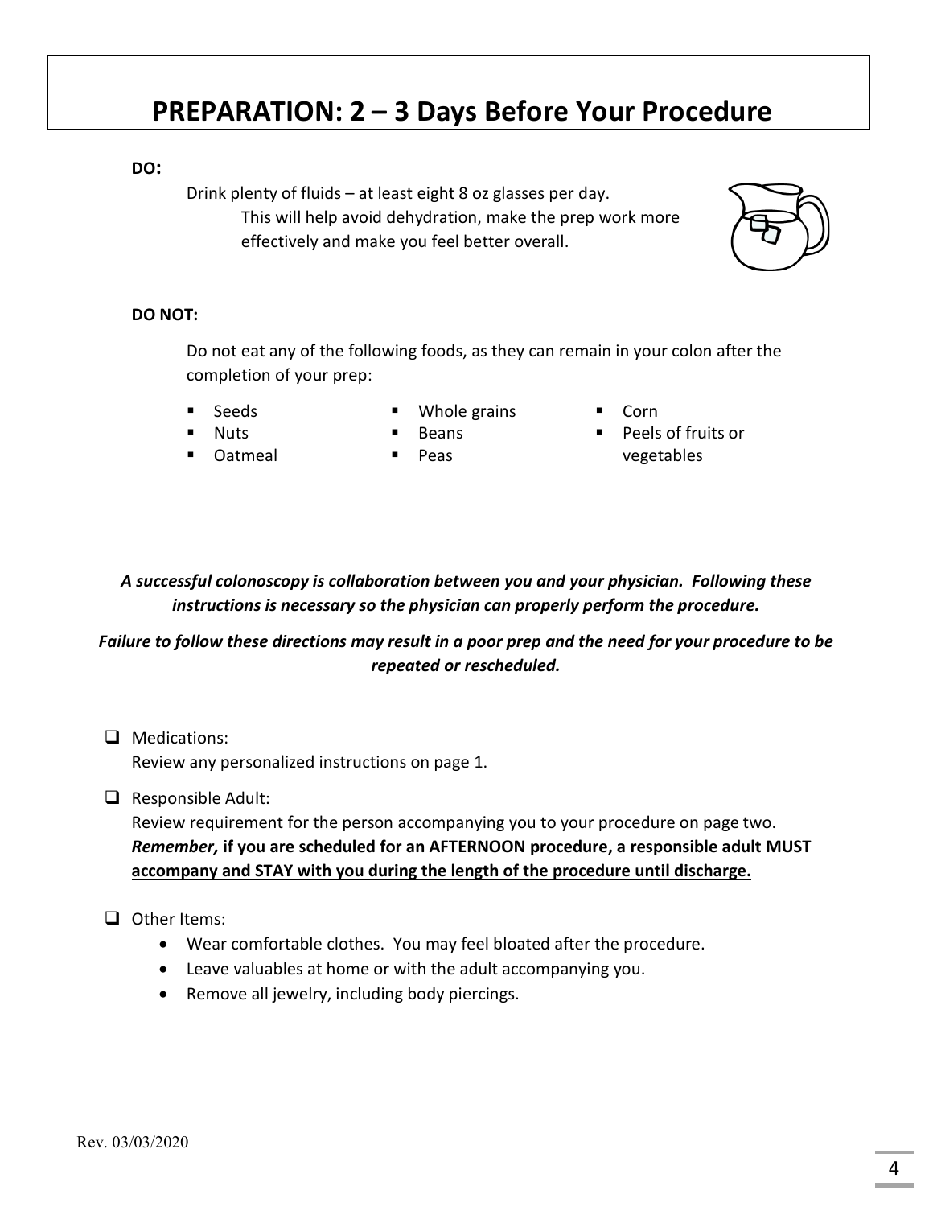# PREPARATION: 2 – 3 Days Before Your Procedure

**DO:**

Drink plenty of fluids – at least eight 8 oz glasses per day.
This will help avoid dehydration, make the prep work more effectively and make you feel better overall.

**DO NOT:**

Do not eat any of the following foods, as they can remain in your colon after the completion of your prep:

- Seeds
- Nuts
- Oatmeal
- Whole grains
- Beans
- Peas
- Corn
- Peels of fruits or vegetables

***A successful colonoscopy is collaboration between you and your physician. Following these instructions is necessary so the physician can properly perform the procedure.***

***Failure to follow these directions may result in a poor prep and the need for your procedure to be repeated or rescheduled.***

- [ ] Medications:
  Review any personalized instructions on page 1.

- [ ] Responsible Adult:
  Review requirement for the person accompanying you to your procedure on page two.
  ***Remember,* if you are scheduled for an AFTERNOON procedure, a responsible adult MUST accompany and STAY with you during the length of the procedure until discharge.**

- [ ] Other Items:
  - Wear comfortable clothes. You may feel bloated after the procedure.
  - Leave valuables at home or with the adult accompanying you.
  - Remove all jewelry, including body piercings.

Rev. 03/03/2020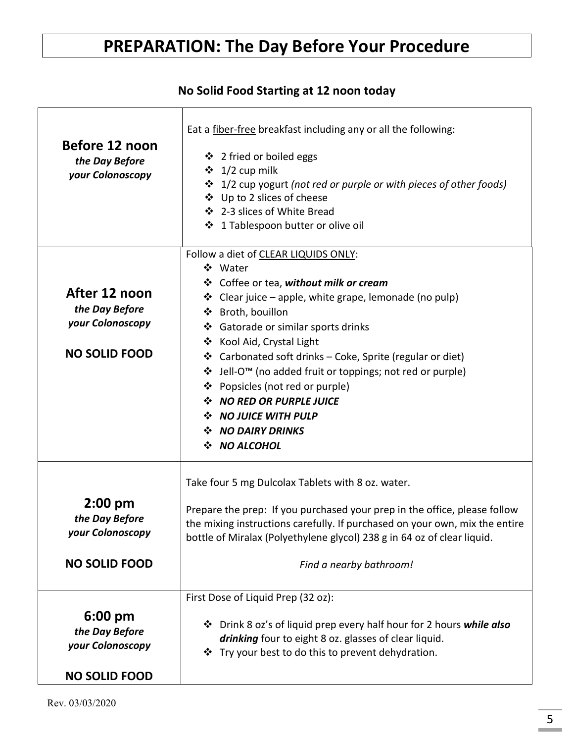# PREPARATION: The Day Before Your Procedure

**No Solid Food Starting at 12 noon today**

| | |
|---|---|
| **Before 12 noon**<br>***the Day Before your Colonoscopy*** | Eat a fiber-free breakfast including any or all the following:<br>❖ 2 fried or boiled eggs<br>❖ 1/2 cup milk<br>❖ 1/2 cup yogurt *(not red or purple or with pieces of other foods)*<br>❖ Up to 2 slices of cheese<br>❖ 2-3 slices of White Bread<br>❖ 1 Tablespoon butter or olive oil |
| **After 12 noon**<br>***the Day Before your Colonoscopy***<br><br>**NO SOLID FOOD** | Follow a diet of CLEAR LIQUIDS ONLY:<br>❖ Water<br>❖ Coffee or tea, ***without milk or cream***<br>❖ Clear juice – apple, white grape, lemonade (no pulp)<br>❖ Broth, bouillon<br>❖ Gatorade or similar sports drinks<br>❖ Kool Aid, Crystal Light<br>❖ Carbonated soft drinks – Coke, Sprite (regular or diet)<br>❖ Jell-O™ (no added fruit or toppings; not red or purple)<br>❖ Popsicles (not red or purple)<br>❖ ***NO RED OR PURPLE JUICE***<br>❖ ***NO JUICE WITH PULP***<br>❖ ***NO DAIRY DRINKS***<br>❖ ***NO ALCOHOL*** |
| **2:00 pm**<br>***the Day Before your Colonoscopy***<br><br>**NO SOLID FOOD** | Take four 5 mg Dulcolax Tablets with 8 oz. water.<br><br>Prepare the prep: If you purchased your prep in the office, please follow the mixing instructions carefully. If purchased on your own, mix the entire bottle of Miralax (Polyethylene glycol) 238 g in 64 oz of clear liquid.<br><br>*Find a nearby bathroom!* |
| **6:00 pm**<br>***the Day Before your Colonoscopy***<br><br>**NO SOLID FOOD** | First Dose of Liquid Prep (32 oz):<br>❖ Drink 8 oz's of liquid prep every half hour for 2 hours ***while also drinking*** four to eight 8 oz. glasses of clear liquid.<br>❖ Try your best to do this to prevent dehydration. |

Rev. 03/03/2020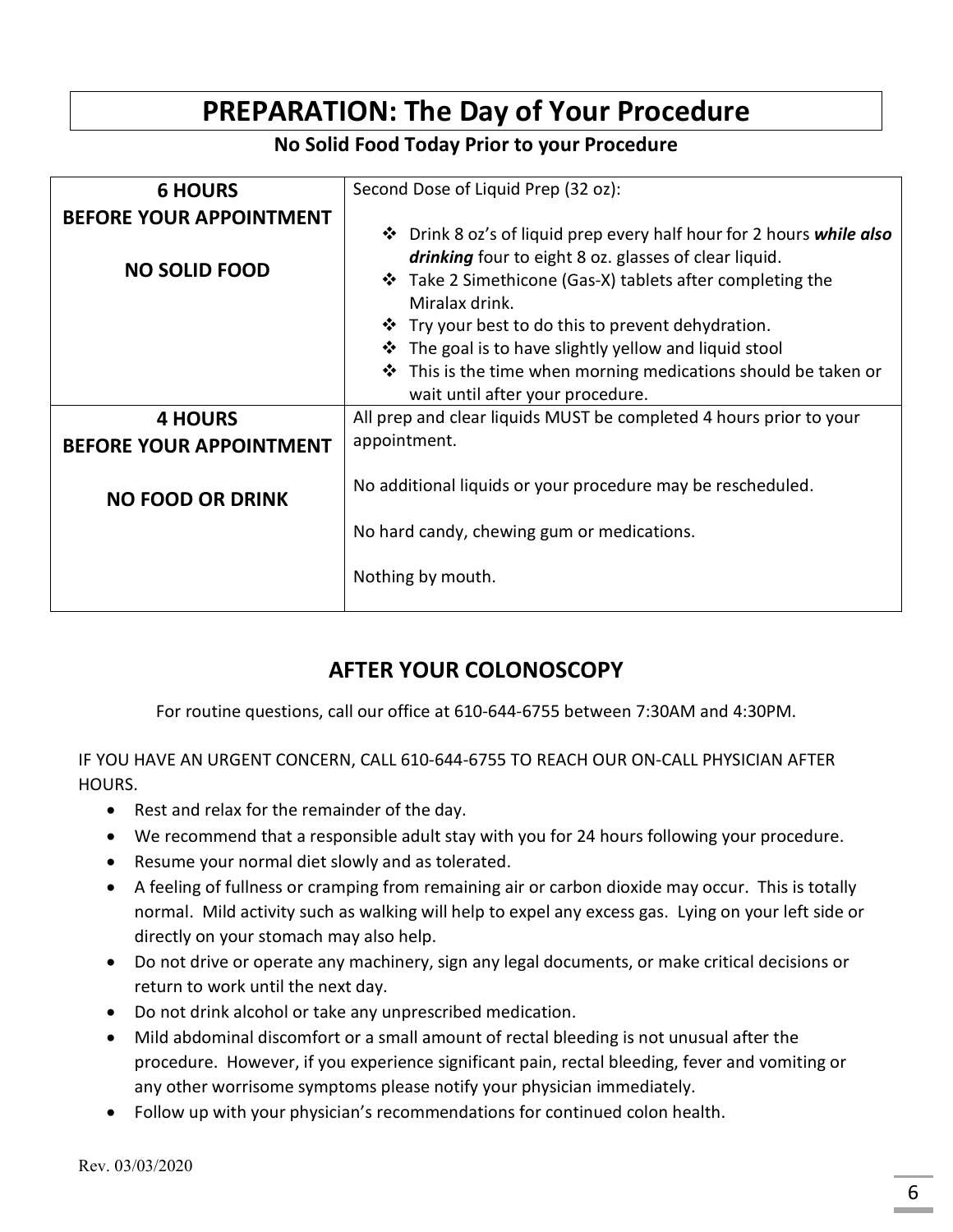# PREPARATION: The Day of Your Procedure

**No Solid Food Today Prior to your Procedure**

| | |
|---|---|
| **6 HOURS BEFORE YOUR APPOINTMENT**<br><br>**NO SOLID FOOD** | Second Dose of Liquid Prep (32 oz):<br><br>❖ Drink 8 oz's of liquid prep every half hour for 2 hours ***while also drinking*** four to eight 8 oz. glasses of clear liquid.<br>❖ Take 2 Simethicone (Gas-X) tablets after completing the Miralax drink.<br>❖ Try your best to do this to prevent dehydration.<br>❖ The goal is to have slightly yellow and liquid stool<br>❖ This is the time when morning medications should be taken or wait until after your procedure. |
| **4 HOURS BEFORE YOUR APPOINTMENT**<br><br>**NO FOOD OR DRINK** | All prep and clear liquids MUST be completed 4 hours prior to your appointment.<br><br>No additional liquids or your procedure may be rescheduled.<br><br>No hard candy, chewing gum or medications.<br><br>Nothing by mouth. |

## AFTER YOUR COLONOSCOPY

For routine questions, call our office at 610-644-6755 between 7:30AM and 4:30PM.

IF YOU HAVE AN URGENT CONCERN, CALL 610-644-6755 TO REACH OUR ON-CALL PHYSICIAN AFTER HOURS.

- Rest and relax for the remainder of the day.
- We recommend that a responsible adult stay with you for 24 hours following your procedure.
- Resume your normal diet slowly and as tolerated.
- A feeling of fullness or cramping from remaining air or carbon dioxide may occur. This is totally normal. Mild activity such as walking will help to expel any excess gas. Lying on your left side or directly on your stomach may also help.
- Do not drive or operate any machinery, sign any legal documents, or make critical decisions or return to work until the next day.
- Do not drink alcohol or take any unprescribed medication.
- Mild abdominal discomfort or a small amount of rectal bleeding is not unusual after the procedure. However, if you experience significant pain, rectal bleeding, fever and vomiting or any other worrisome symptoms please notify your physician immediately.
- Follow up with your physician's recommendations for continued colon health.

Rev. 03/03/2020